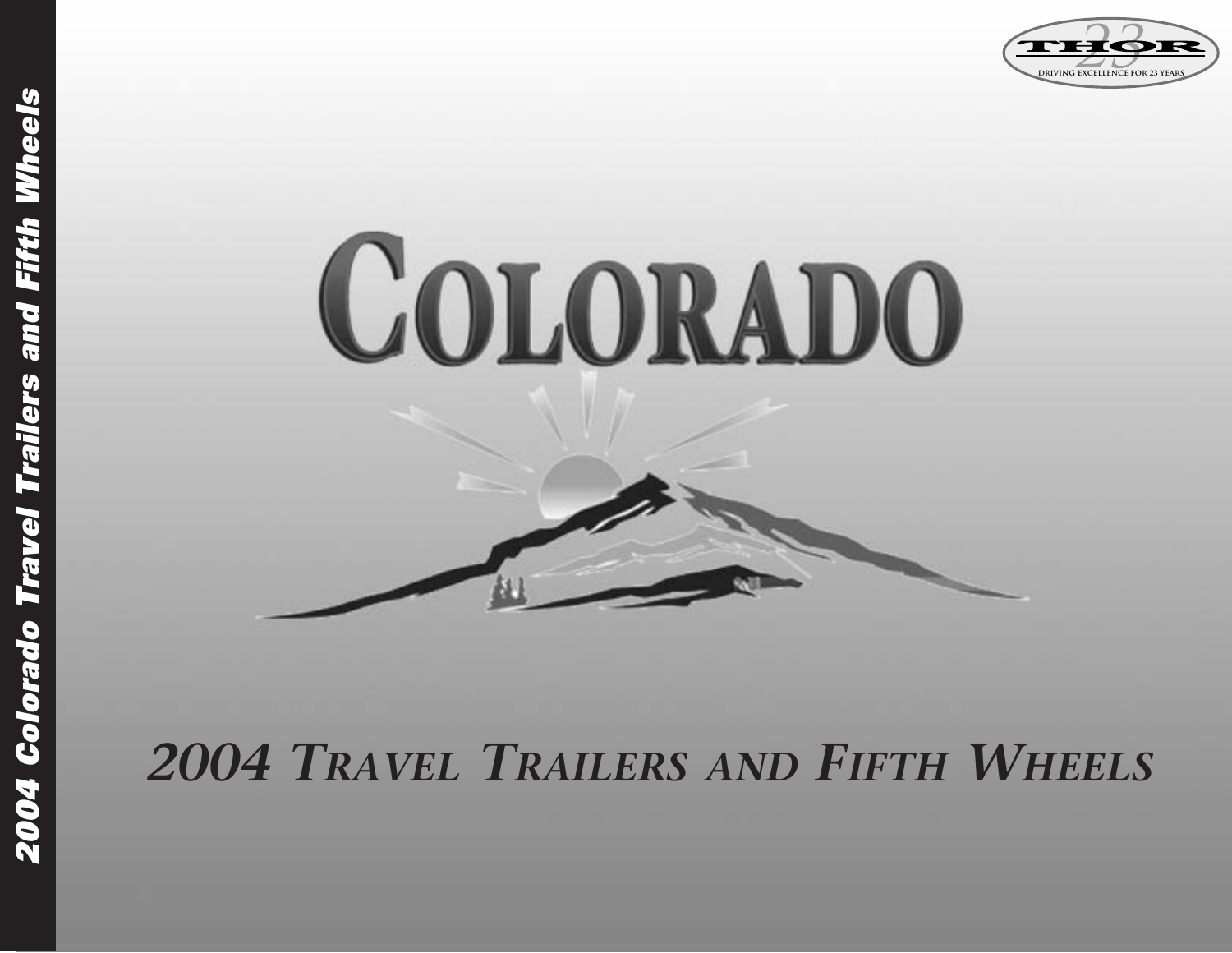# COLORADO

## *2004 Travel Trailers and Fifth Wheels*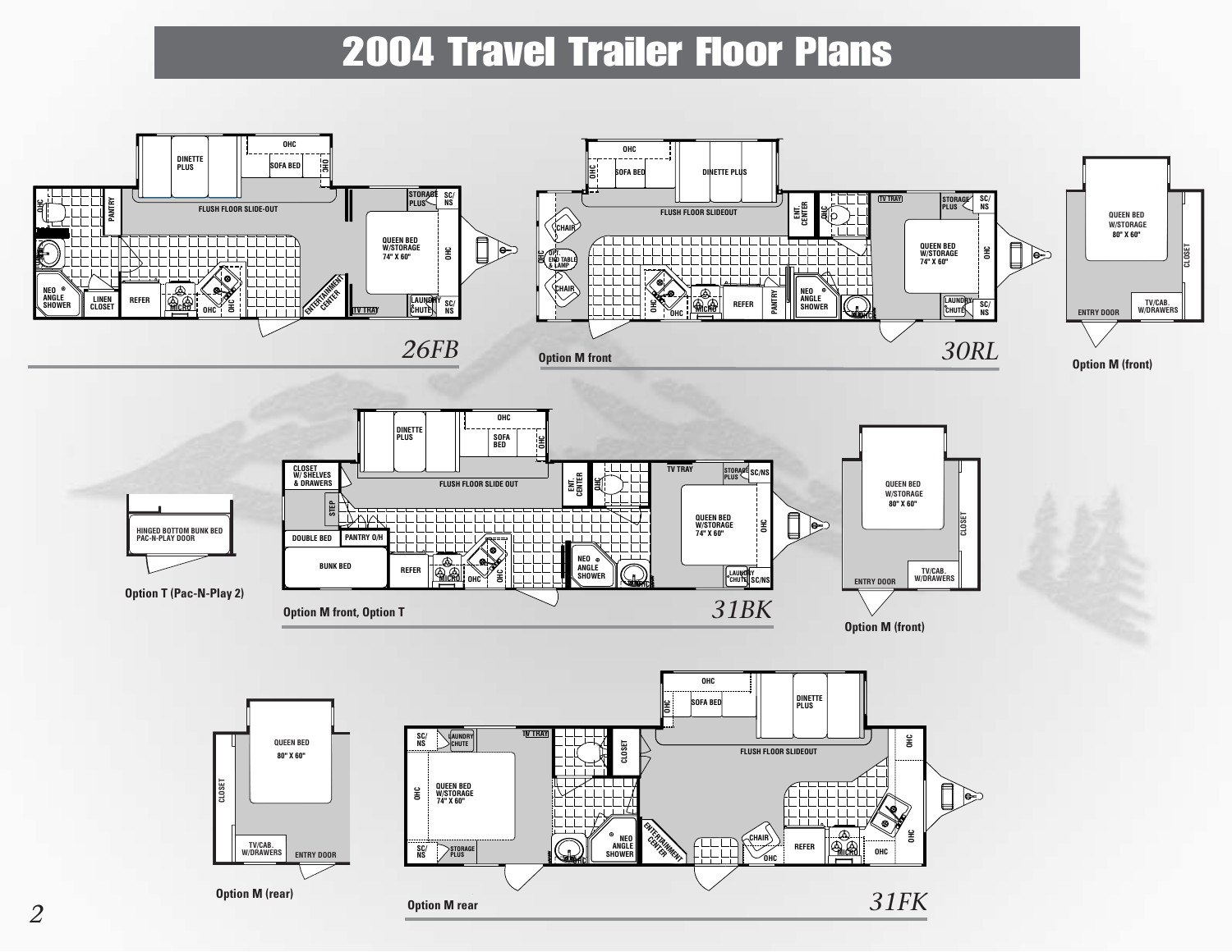# 2004 Travel Trailer Floor Plans

*26FB*

*30RL*

Option M front

Option M (front)

*31BK*

Option T (Pac-N-Play 2)

Option M front, Option T

Option M (front)

*31FK*

Option M (rear)

Option M rear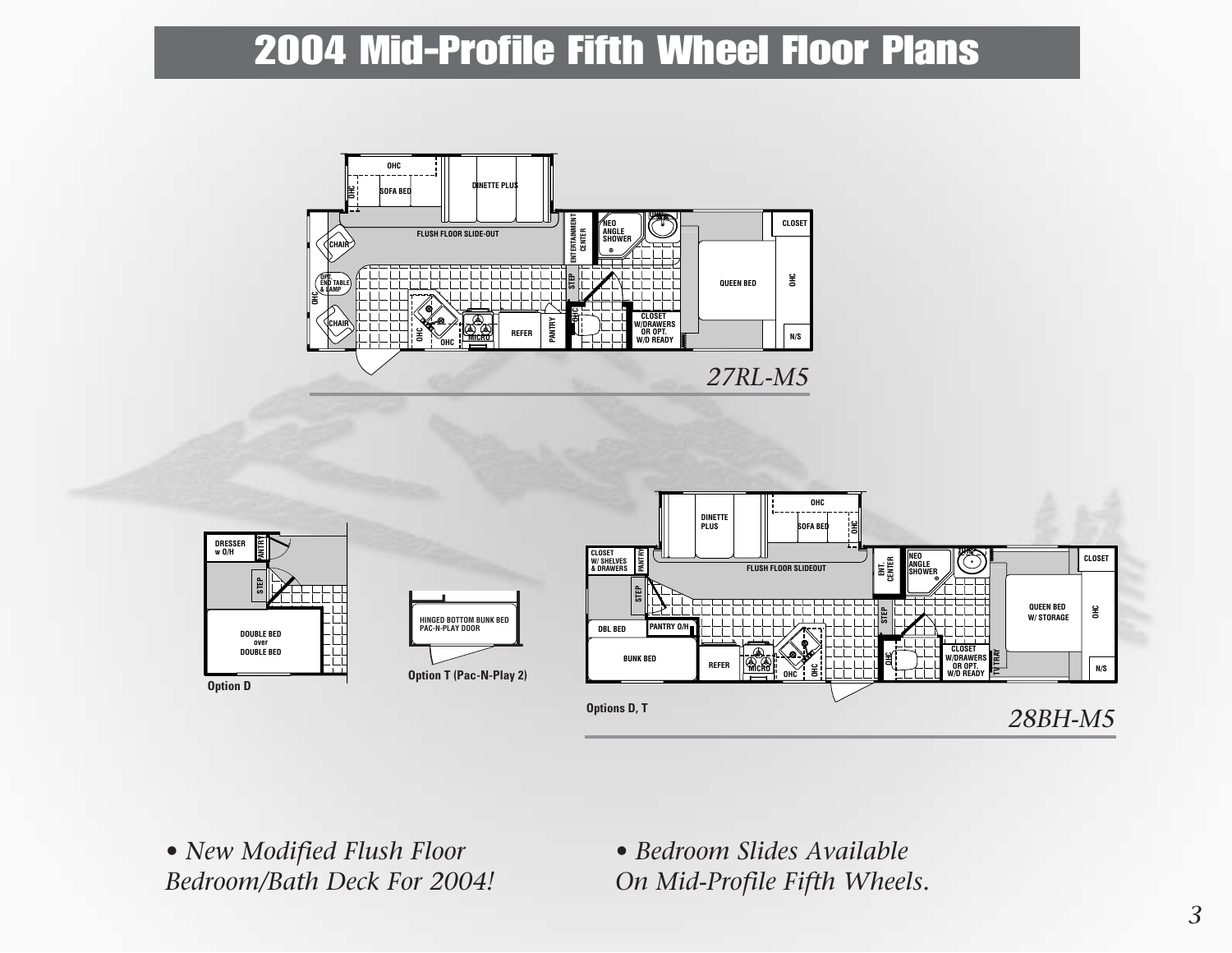# 2004 Mid-Profile Fifth Wheel Floor Plans

OHC
SOFA BED
DINETTE PLUS
OHC
FLUSH FLOOR SLIDE-OUT
CHAIR
OPT. END TABLE & LAMP
OHC
CHAIR
OHC
OHC
MICRO
REFER
PANTRY
ENTERTAINMENT CENTER
STEP
NEO ANGLE SHOWER
OHC
CLOSET W/DRAWERS OR OPT. W/D READY
QUEEN BED
CLOSET
OHC
N/S

*27RL-M5*

DRESSER w O/H
PANTRY
STEP
DOUBLE BED over DOUBLE BED

**Option D**

HINGED BOTTOM BUNK BED PAC-N-PLAY DOOR

**Option T (Pac-N-Play 2)**

DINETTE PLUS
OHC
SOFA BED
OHC
CLOSET W/ SHELVES & DRAWERS
PANTRY
FLUSH FLOOR SLIDEOUT
STEP
DBL BED
PANTRY O/H
BUNK BED
REFER
MICRO
OHC
OHC
ENT. CENTER
STEP
NEO ANGLE SHOWER
OHC
CLOSET W/DRAWERS OR OPT. W/D READY
TV TRAY
QUEEN BED W/ STORAGE
CLOSET
OHC
N/S

**Options D, T**

*28BH-M5*

- *New Modified Flush Floor Bedroom/Bath Deck For 2004!*
- *Bedroom Slides Available On Mid-Profile Fifth Wheels.*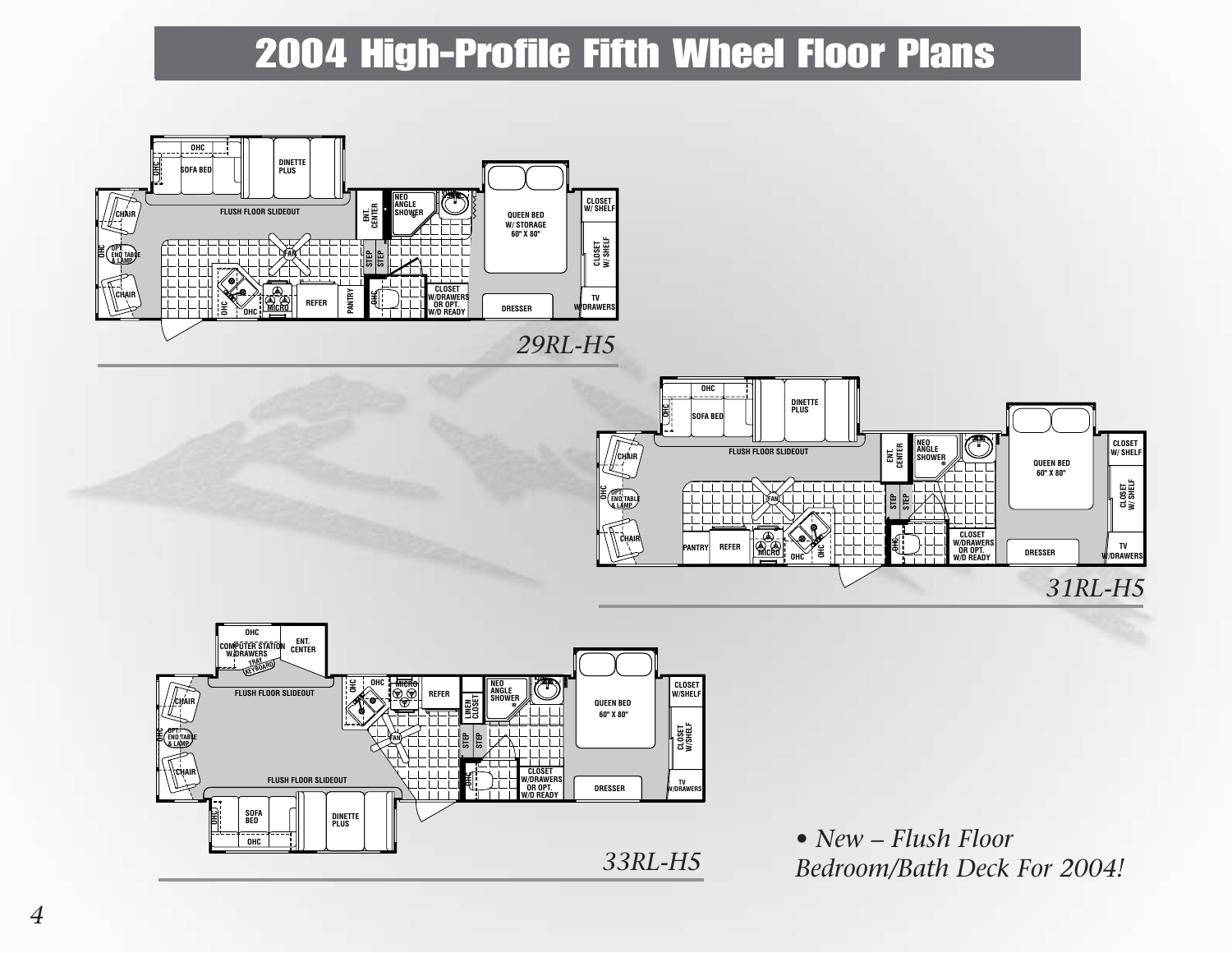# 2004 High-Profile Fifth Wheel Floor Plans

*29RL-H5*

*31RL-H5*

*33RL-H5*

• *New – Flush Floor Bedroom/Bath Deck For 2004!*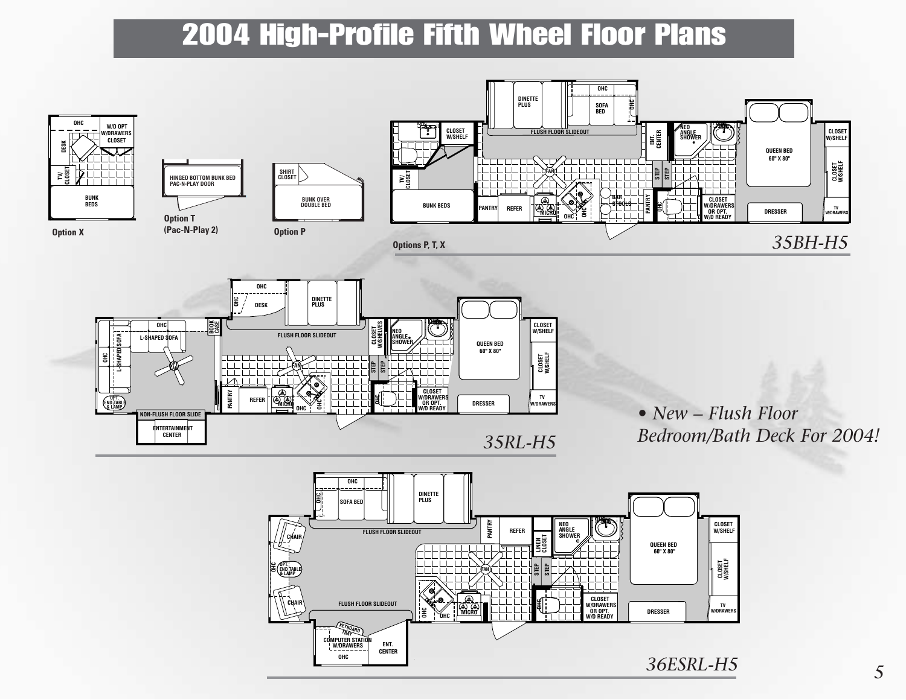# 2004 High-Profile Fifth Wheel Floor Plans

Option X

Option T
(Pac-N-Play 2)

Option P

Options P, T, X

35BH-H5

35RL-H5

• *New – Flush Floor Bedroom/Bath Deck For 2004!*

36ESRL-H5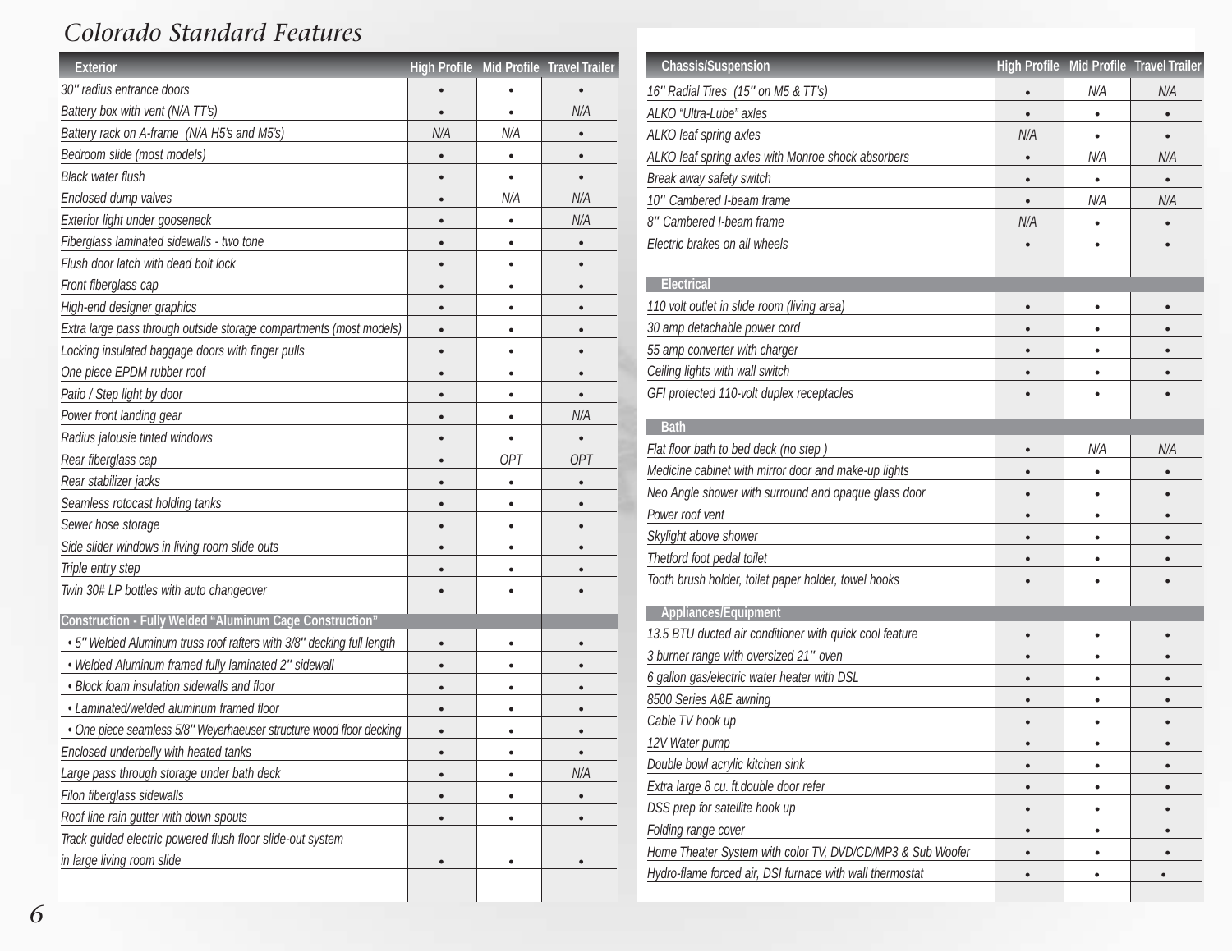# Colorado Standard Features

| Exterior | High Profile | Mid Profile | Travel Trailer |
|---|---|---|---|
| 30" radius entrance doors | • | • | • |
| Battery box with vent (N/A TT's) | • | • | N/A |
| Battery rack on A-frame (N/A H5's and M5's) | N/A | N/A | • |
| Bedroom slide (most models) | • | • | • |
| Black water flush | • | • | • |
| Enclosed dump valves | • | N/A | N/A |
| Exterior light under gooseneck | • | • | N/A |
| Fiberglass laminated sidewalls - two tone | • | • | • |
| Flush door latch with dead bolt lock | • | • | • |
| Front fiberglass cap | • | • | • |
| High-end designer graphics | • | • | • |
| Extra large pass through outside storage compartments (most models) | • | • | • |
| Locking insulated baggage doors with finger pulls | • | • | • |
| One piece EPDM rubber roof | • | • | • |
| Patio / Step light by door | • | • | • |
| Power front landing gear | • | • | N/A |
| Radius jalousie tinted windows | • | • | • |
| Rear fiberglass cap | • | OPT | OPT |
| Rear stabilizer jacks | • | • | • |
| Seamless rotocast holding tanks | • | • | • |
| Sewer hose storage | • | • | • |
| Side slider windows in living room slide outs | • | • | • |
| Triple entry step | • | • | • |
| Twin 30# LP bottles with auto changeover | • | • | • |
| **Construction - Fully Welded "Aluminum Cage Construction"** | | | |
| • 5" Welded Aluminum truss roof rafters with 3/8" decking full length | • | • | • |
| • Welded Aluminum framed fully laminated 2" sidewall | • | • | • |
| • Block foam insulation sidewalls and floor | • | • | • |
| • Laminated/welded aluminum framed floor | • | • | • |
| • One piece seamless 5/8" Weyerhaeuser structure wood floor decking | • | • | • |
| Enclosed underbelly with heated tanks | • | • | • |
| Large pass through storage under bath deck | • | • | N/A |
| Filon fiberglass sidewalls | • | • | • |
| Roof line rain gutter with down spouts | • | • | • |
| Track guided electric powered flush floor slide-out system in large living room slide | • | • | • |

| Chassis/Suspension | High Profile | Mid Profile | Travel Trailer |
|---|---|---|---|
| 16" Radial Tires (15" on M5 & TT's) | • | N/A | N/A |
| ALKO "Ultra-Lube" axles | • | • | • |
| ALKO leaf spring axles | N/A | • | • |
| ALKO leaf spring axles with Monroe shock absorbers | • | N/A | N/A |
| Break away safety switch | • | • | • |
| 10" Cambered I-beam frame | • | N/A | N/A |
| 8" Cambered I-beam frame | N/A | • | • |
| Electric brakes on all wheels | • | • | • |
| **Electrical** | | | |
| 110 volt outlet in slide room (living area) | • | • | • |
| 30 amp detachable power cord | • | • | • |
| 55 amp converter with charger | • | • | • |
| Ceiling lights with wall switch | • | • | • |
| GFI protected 110-volt duplex receptacles | • | • | • |
| **Bath** | | | |
| Flat floor bath to bed deck (no step ) | • | N/A | N/A |
| Medicine cabinet with mirror door and make-up lights | • | • | • |
| Neo Angle shower with surround and opaque glass door | • | • | • |
| Power roof vent | • | • | • |
| Skylight above shower | • | • | • |
| Thetford foot pedal toilet | • | • | • |
| Tooth brush holder, toilet paper holder, towel hooks | • | • | • |
| **Appliances/Equipment** | | | |
| 13.5 BTU ducted air conditioner with quick cool feature | • | • | • |
| 3 burner range with oversized 21" oven | • | • | • |
| 6 gallon gas/electric water heater with DSL | • | • | • |
| 8500 Series A&E awning | • | • | • |
| Cable TV hook up | • | • | • |
| 12V Water pump | • | • | • |
| Double bowl acrylic kitchen sink | • | • | • |
| Extra large 8 cu. ft.double door refer | • | • | • |
| DSS prep for satellite hook up | • | • | • |
| Folding range cover | • | • | • |
| Home Theater System with color TV, DVD/CD/MP3 & Sub Woofer | • | • | • |
| Hydro-flame forced air, DSI furnace with wall thermostat | • | • | • |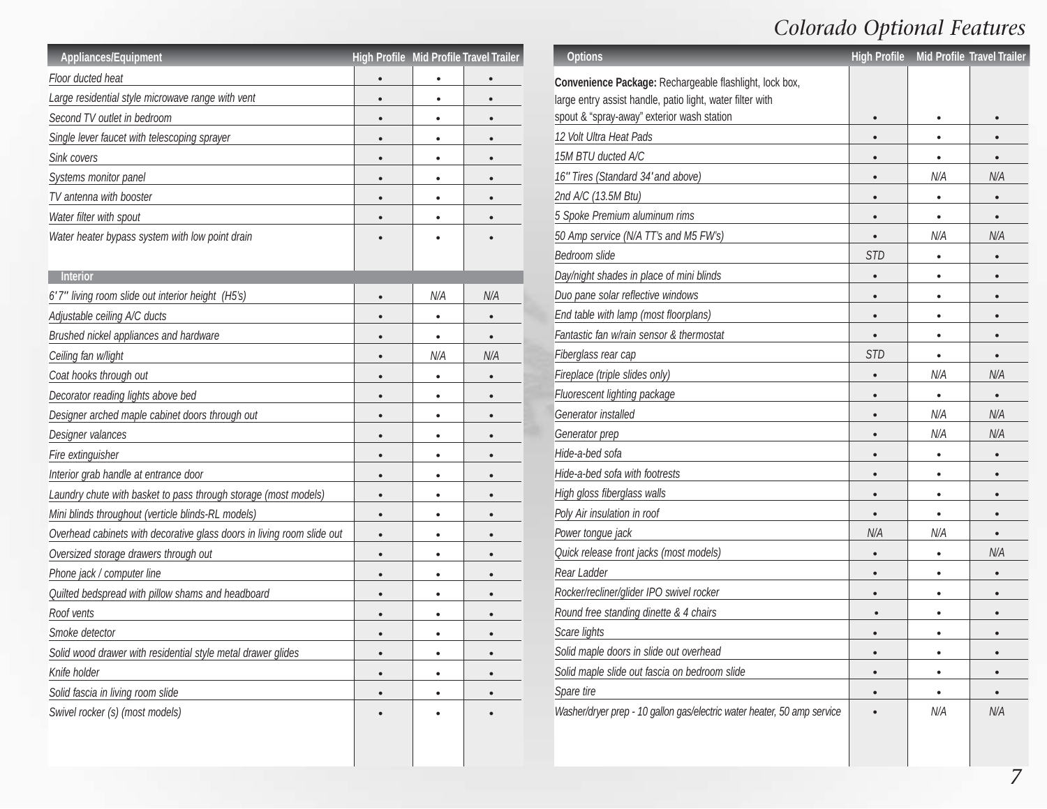# Colorado Optional Features

| Appliances/Equipment | High Profile | Mid Profile | Travel Trailer |
|---|---|---|---|
| *Floor ducted heat* | • | • | • |
| *Large residential style microwave range with vent* | • | • | • |
| *Second TV outlet in bedroom* | • | • | • |
| *Single lever faucet with telescoping sprayer* | • | • | • |
| *Sink covers* | • | • | • |
| *Systems monitor panel* | • | • | • |
| *TV antenna with booster* | • | • | • |
| *Water filter with spout* | • | • | • |
| *Water heater bypass system with low point drain* | • | • | • |
| **Interior** | | | |
| *6'7" living room slide out interior height (H5's)* | • | *N/A* | *N/A* |
| *Adjustable ceiling A/C ducts* | • | • | • |
| *Brushed nickel appliances and hardware* | • | • | • |
| *Ceiling fan w/light* | • | *N/A* | *N/A* |
| *Coat hooks through out* | • | • | • |
| *Decorator reading lights above bed* | • | • | • |
| *Designer arched maple cabinet doors through out* | • | • | • |
| *Designer valances* | • | • | • |
| *Fire extinguisher* | • | • | • |
| *Interior grab handle at entrance door* | • | • | • |
| *Laundry chute with basket to pass through storage (most models)* | • | • | • |
| *Mini blinds throughout (verticle blinds-RL models)* | • | • | • |
| *Overhead cabinets with decorative glass doors in living room slide out* | • | • | • |
| *Oversized storage drawers through out* | • | • | • |
| *Phone jack / computer line* | • | • | • |
| *Quilted bedspread with pillow shams and headboard* | • | • | • |
| *Roof vents* | • | • | • |
| *Smoke detector* | • | • | • |
| *Solid wood drawer with residential style metal drawer glides* | • | • | • |
| *Knife holder* | • | • | • |
| *Solid fascia in living room slide* | • | • | • |
| *Swivel rocker (s) (most models)* | • | • | • |

| Options | High Profile | Mid Profile | Travel Trailer |
|---|---|---|---|
| **Convenience Package:** Rechargeable flashlight, lock box, large entry assist handle, patio light, water filter with spout & "spray-away" exterior wash station | • | • | • |
| *12 Volt Ultra Heat Pads* | • | • | • |
| *15M BTU ducted A/C* | • | • | • |
| *16" Tires (Standard 34' and above)* | • | *N/A* | *N/A* |
| *2nd A/C (13.5M Btu)* | • | • | • |
| *5 Spoke Premium aluminum rims* | • | • | • |
| *50 Amp service (N/A TT's and M5 FW's)* | • | *N/A* | *N/A* |
| *Bedroom slide* | *STD* | • | • |
| *Day/night shades in place of mini blinds* | • | • | • |
| *Duo pane solar reflective windows* | • | • | • |
| *End table with lamp (most floorplans)* | • | • | • |
| *Fantastic fan w/rain sensor & thermostat* | • | • | • |
| *Fiberglass rear cap* | *STD* | • | • |
| *Fireplace (triple slides only)* | • | *N/A* | *N/A* |
| *Fluorescent lighting package* | • | • | • |
| *Generator installed* | • | *N/A* | *N/A* |
| *Generator prep* | • | *N/A* | *N/A* |
| *Hide-a-bed sofa* | • | • | • |
| *Hide-a-bed sofa with footrests* | • | • | • |
| *High gloss fiberglass walls* | • | • | • |
| *Poly Air insulation in roof* | • | • | • |
| *Power tongue jack* | *N/A* | *N/A* | • |
| *Quick release front jacks (most models)* | • | • | *N/A* |
| *Rear Ladder* | • | • | • |
| *Rocker/recliner/glider IPO swivel rocker* | • | • | • |
| *Round free standing dinette & 4 chairs* | • | • | • |
| *Scare lights* | • | • | • |
| *Solid maple doors in slide out overhead* | • | • | • |
| *Solid maple slide out fascia on bedroom slide* | • | • | • |
| *Spare tire* | • | • | • |
| *Washer/dryer prep - 10 gallon gas/electric water heater, 50 amp service* | • | *N/A* | *N/A* |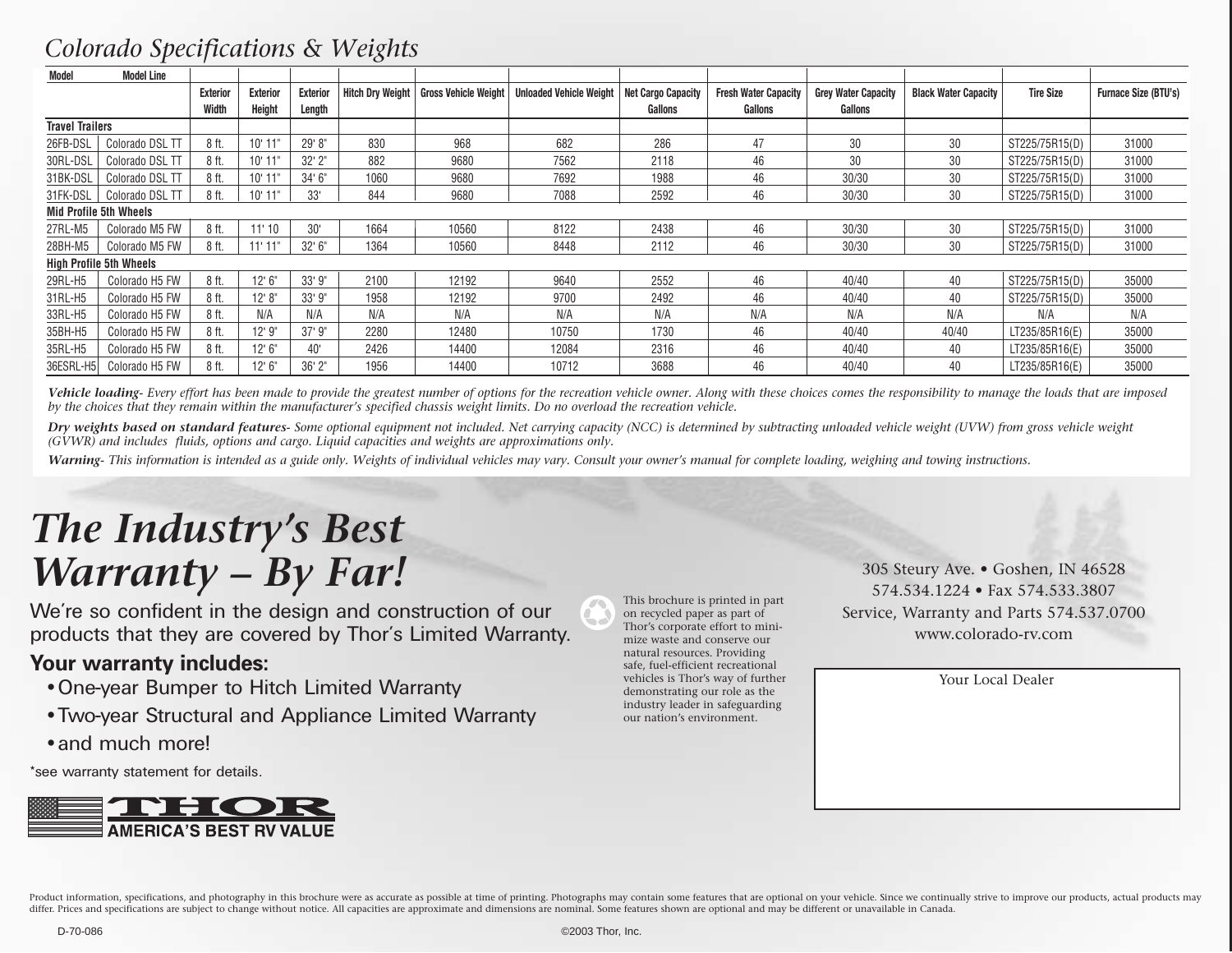## Colorado Specifications & Weights

| Model | Model Line | Exterior Width | Exterior Height | Exterior Length | Hitch Dry Weight | Gross Vehicle Weight | Unloaded Vehicle Weight | Net Cargo Capacity Gallons | Fresh Water Capacity Gallons | Grey Water Capacity Gallons | Black Water Capacity | Tire Size | Furnace Size (BTU's) |
|---|---|---|---|---|---|---|---|---|---|---|---|---|---|
| **Travel Trailers** | | | | | | | | | | | | | |
| 26FB-DSL | Colorado DSL TT | 8 ft. | 10' 11" | 29' 8" | 830 | 968 | 682 | 286 | 47 | 30 | 30 | ST225/75R15(D) | 31000 |
| 30RL-DSL | Colorado DSL TT | 8 ft. | 10' 11" | 32' 2" | 882 | 9680 | 7562 | 2118 | 46 | 30 | 30 | ST225/75R15(D) | 31000 |
| 31BK-DSL | Colorado DSL TT | 8 ft. | 10' 11" | 34' 6" | 1060 | 9680 | 7692 | 1988 | 46 | 30/30 | 30 | ST225/75R15(D) | 31000 |
| 31FK-DSL | Colorado DSL TT | 8 ft. | 10' 11" | 33' | 844 | 9680 | 7088 | 2592 | 46 | 30/30 | 30 | ST225/75R15(D) | 31000 |
| **Mid Profile 5th Wheels** | | | | | | | | | | | | | |
| 27RL-M5 | Colorado M5 FW | 8 ft. | 11' 10 | 30' | 1664 | 10560 | 8122 | 2438 | 46 | 30/30 | 30 | ST225/75R15(D) | 31000 |
| 28BH-M5 | Colorado M5 FW | 8 ft. | 11' 11" | 32' 6" | 1364 | 10560 | 8448 | 2112 | 46 | 30/30 | 30 | ST225/75R15(D) | 31000 |
| **High Profile 5th Wheels** | | | | | | | | | | | | | |
| 29RL-H5 | Colorado H5 FW | 8 ft. | 12' 6" | 33' 9" | 2100 | 12192 | 9640 | 2552 | 46 | 40/40 | 40 | ST225/75R15(D) | 35000 |
| 31RL-H5 | Colorado H5 FW | 8 ft. | 12' 8" | 33' 9" | 1958 | 12192 | 9700 | 2492 | 46 | 40/40 | 40 | ST225/75R15(D) | 35000 |
| 33RL-H5 | Colorado H5 FW | 8 ft. | N/A | N/A | N/A | N/A | N/A | N/A | N/A | N/A | N/A | N/A | N/A |
| 35BH-H5 | Colorado H5 FW | 8 ft. | 12' 9" | 37' 9" | 2280 | 12480 | 10750 | 1730 | 46 | 40/40 | 40/40 | LT235/85R16(E) | 35000 |
| 35RL-H5 | Colorado H5 FW | 8 ft. | 12' 6" | 40' | 2426 | 14400 | 12084 | 2316 | 46 | 40/40 | 40 | LT235/85R16(E) | 35000 |
| 36ESRL-H5 | Colorado H5 FW | 8 ft. | 12' 6" | 36' 2" | 1956 | 14400 | 10712 | 3688 | 46 | 40/40 | 40 | LT235/85R16(E) | 35000 |

***Vehicle loading****- Every effort has been made to provide the greatest number of options for the recreation vehicle owner. Along with these choices comes the responsibility to manage the loads that are imposed by the choices that they remain within the manufacturer's specified chassis weight limits. Do no overload the recreation vehicle.*

***Dry weights based on standard features****- Some optional equipment not included. Net carrying capacity (NCC) is determined by subtracting unloaded vehicle weight (UVW) from gross vehicle weight (GVWR) and includes fluids, options and cargo. Liquid capacities and weights are approximations only.*

***Warning****- This information is intended as a guide only. Weights of individual vehicles may vary. Consult your owner's manual for complete loading, weighing and towing instructions.*

# The Industry's Best Warranty – By Far!

We're so confident in the design and construction of our products that they are covered by Thor's Limited Warranty.

**Your warranty includes:**

- One-year Bumper to Hitch Limited Warranty
- Two-year Structural and Appliance Limited Warranty
- and much more!

*see warranty statement for details.

THOR
AMERICA'S BEST RV VALUE

This brochure is printed in part on recycled paper as part of Thor's corporate effort to minimize waste and conserve our natural resources. Providing safe, fuel-efficient recreational vehicles is Thor's way of further demonstrating our role as the industry leader in safeguarding our nation's environment.

305 Steury Ave. • Goshen, IN 46528
574.534.1224 • Fax 574.533.3807
Service, Warranty and Parts 574.537.0700
www.colorado-rv.com

Your Local Dealer

Product information, specifications, and photography in this brochure were as accurate as possible at time of printing. Photographs may contain some features that are optional on your vehicle. Since we continually strive to improve our products, actual products may differ. Prices and specifications are subject to change without notice. All capacities are approximate and dimensions are nominal. Some features shown are optional and may be different or unavailable in Canada.

D-70-086

©2003 Thor, Inc.